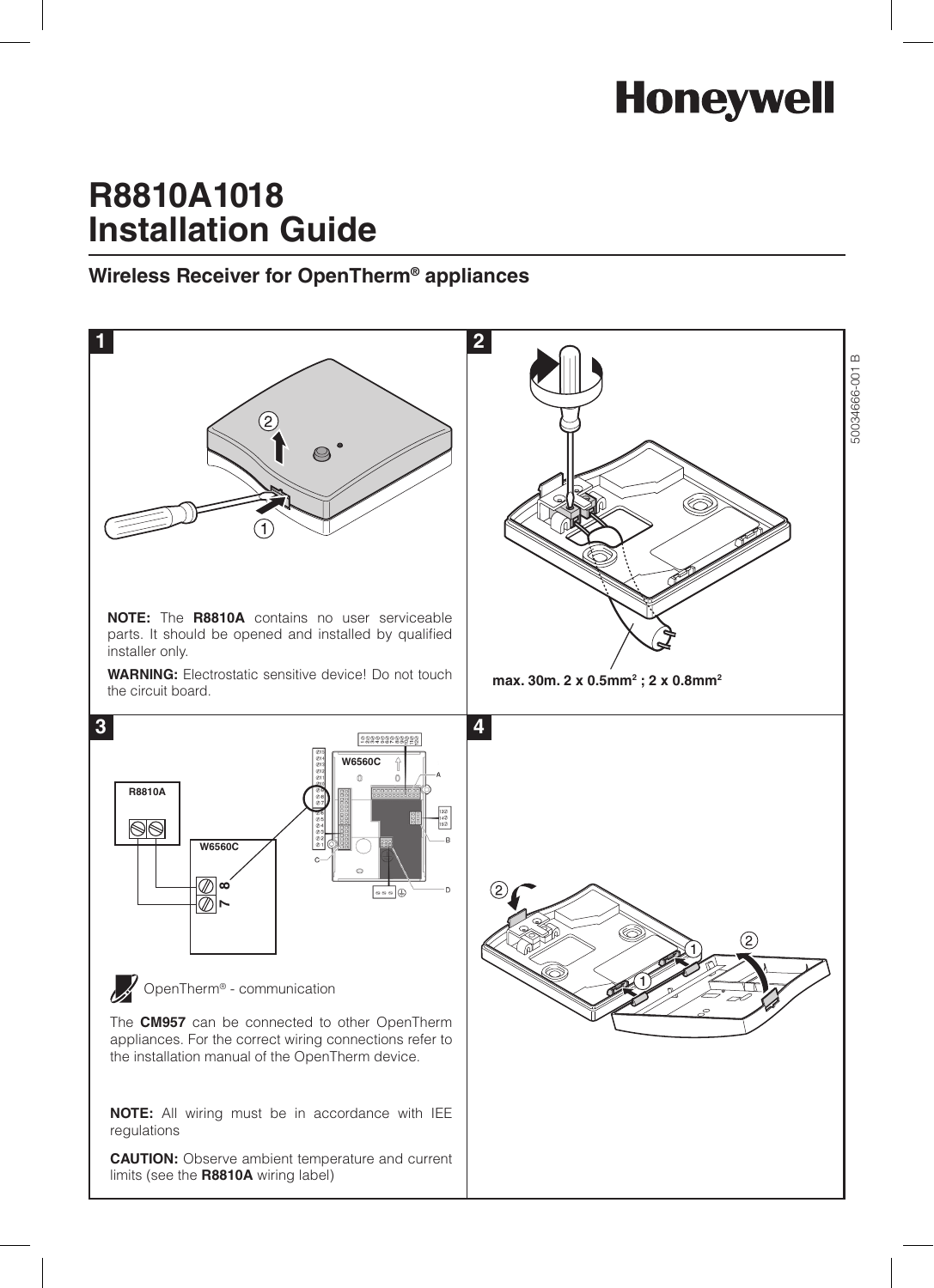# R8810A1018 Installation Guide

## Wireless Receiver for OpenTherm® appliances

50034666-001 B

**1**

**NOTE:** The **R8810A** contains no user serviceable parts. It should be opened and installed by qualified installer only.

**WARNING:** Electrostatic sensitive device! Do not touch the circuit board.

**2**

**max. 30m. 2 x 0.5mm$^2$ ; 2 x 0.8mm$^2$**

**3**

R8810A

W6560C

7 8

OpenTherm® - communication

The **CM957** can be connected to other OpenTherm appliances. For the correct wiring connections refer to the installation manual of the OpenTherm device.

**NOTE:** All wiring must be in accordance with IEE regulations

**CAUTION:** Observe ambient temperature and current limits (see the **R8810A** wiring label)

**4**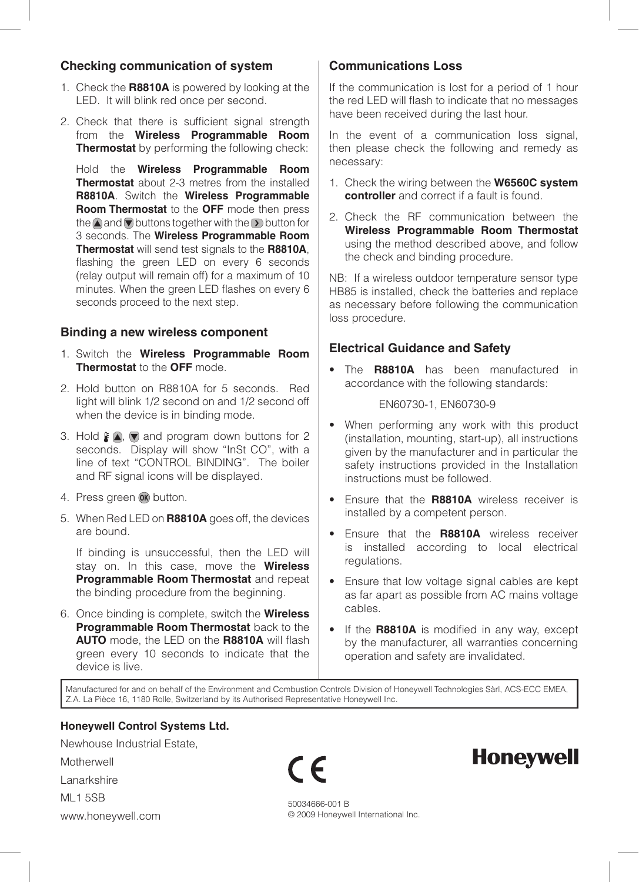## Checking communication of system

1. Check the **R8810A** is powered by looking at the LED. It will blink red once per second.
2. Check that there is sufficient signal strength from the **Wireless Programmable Room Thermostat** by performing the following check:

   Hold the **Wireless Programmable Room Thermostat** about 2-3 metres from the installed **R8810A**. Switch the **Wireless Programmable Room Thermostat** to the **OFF** mode then press the ▲ and ▼ buttons together with the ❯ button for 3 seconds. The **Wireless Programmable Room Thermostat** will send test signals to the **R8810A**, flashing the green LED on every 6 seconds (relay output will remain off) for a maximum of 10 minutes. When the green LED flashes on every 6 seconds proceed to the next step.

## Binding a new wireless component

1. Switch the **Wireless Programmable Room Thermostat** to the **OFF** mode.
2. Hold button on R8810A for 5 seconds. Red light will blink 1/2 second on and 1/2 second off when the device is in binding mode.
3. Hold ▲, ▼ and program down buttons for 2 seconds. Display will show "InSt CO", with a line of text "CONTROL BINDING". The boiler and RF signal icons will be displayed.
4. Press green OK button.
5. When Red LED on **R8810A** goes off, the devices are bound.

   If binding is unsuccessful, then the LED will stay on. In this case, move the **Wireless Programmable Room Thermostat** and repeat the binding procedure from the beginning.
6. Once binding is complete, switch the **Wireless Programmable Room Thermostat** back to the **AUTO** mode, the LED on the **R8810A** will flash green every 10 seconds to indicate that the device is live.

## Communications Loss

If the communication is lost for a period of 1 hour the red LED will flash to indicate that no messages have been received during the last hour.

In the event of a communication loss signal, then please check the following and remedy as necessary:

1. Check the wiring between the **W6560C system controller** and correct if a fault is found.
2. Check the RF communication between the **Wireless Programmable Room Thermostat** using the method described above, and follow the check and binding procedure.

NB: If a wireless outdoor temperature sensor type HB85 is installed, check the batteries and replace as necessary before following the communication loss procedure.

## Electrical Guidance and Safety

- The **R8810A** has been manufactured in accordance with the following standards:

  EN60730-1, EN60730-9
- When performing any work with this product (installation, mounting, start-up), all instructions given by the manufacturer and in particular the safety instructions provided in the Installation instructions must be followed.
- Ensure that the **R8810A** wireless receiver is installed by a competent person.
- Ensure that the **R8810A** wireless receiver is installed according to local electrical regulations.
- Ensure that low voltage signal cables are kept as far apart as possible from AC mains voltage cables.
- If the **R8810A** is modified in any way, except by the manufacturer, all warranties concerning operation and safety are invalidated.

Manufactured for and on behalf of the Environment and Combustion Controls Division of Honeywell Technologies Sàrl, ACS-ECC EMEA, Z.A. La Pièce 16, 1180 Rolle, Switzerland by its Authorised Representative Honeywell Inc.

**Honeywell Control Systems Ltd.**

Newhouse Industrial Estate,

Motherwell

Lanarkshire

ML1 5SB

www.honeywell.com

CE

50034666-001 B

© 2009 Honeywell International Inc.

**Honeywell**